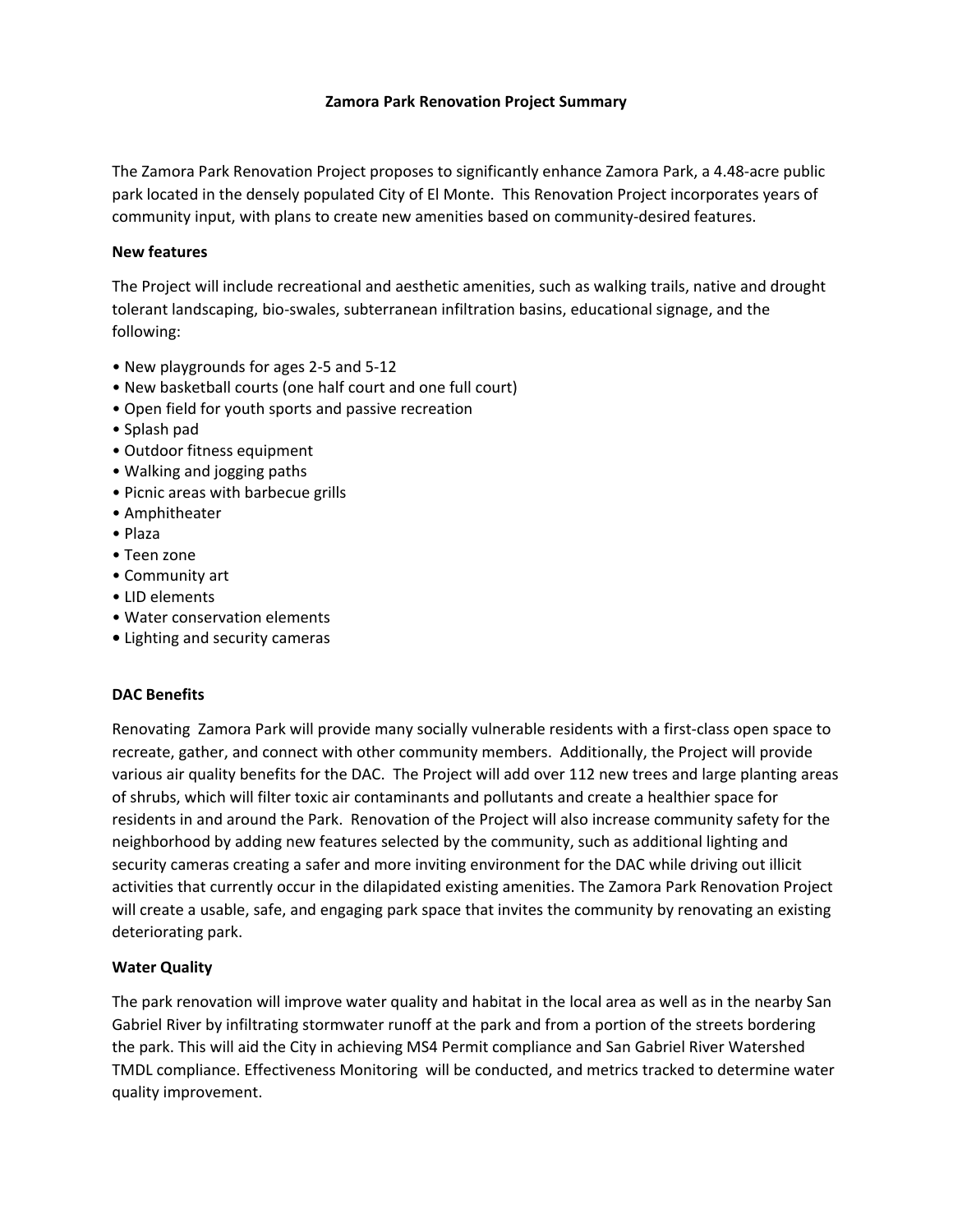# Zamora Park Renovation Project Summary

The Zamora Park Renovation Project proposes to significantly enhance Zamora Park, a 4.48-acre public park located in the densely populated City of El Monte. This Renovation Project incorporates years of community input, with plans to create new amenities based on community-desired features.

**New features**

The Project will include recreational and aesthetic amenities, such as walking trails, native and drought tolerant landscaping, bio-swales, subterranean infiltration basins, educational signage, and the following:

- New playgrounds for ages 2-5 and 5-12
- New basketball courts (one half court and one full court)
- Open field for youth sports and passive recreation
- Splash pad
- Outdoor fitness equipment
- Walking and jogging paths
- Picnic areas with barbecue grills
- Amphitheater
- Plaza
- Teen zone
- Community art
- LID elements
- Water conservation elements
- Lighting and security cameras

**DAC Benefits**

Renovating Zamora Park will provide many socially vulnerable residents with a first-class open space to recreate, gather, and connect with other community members. Additionally, the Project will provide various air quality benefits for the DAC. The Project will add over 112 new trees and large planting areas of shrubs, which will filter toxic air contaminants and pollutants and create a healthier space for residents in and around the Park. Renovation of the Project will also increase community safety for the neighborhood by adding new features selected by the community, such as additional lighting and security cameras creating a safer and more inviting environment for the DAC while driving out illicit activities that currently occur in the dilapidated existing amenities. The Zamora Park Renovation Project will create a usable, safe, and engaging park space that invites the community by renovating an existing deteriorating park.

**Water Quality**

The park renovation will improve water quality and habitat in the local area as well as in the nearby San Gabriel River by infiltrating stormwater runoff at the park and from a portion of the streets bordering the park. This will aid the City in achieving MS4 Permit compliance and San Gabriel River Watershed TMDL compliance. Effectiveness Monitoring will be conducted, and metrics tracked to determine water quality improvement.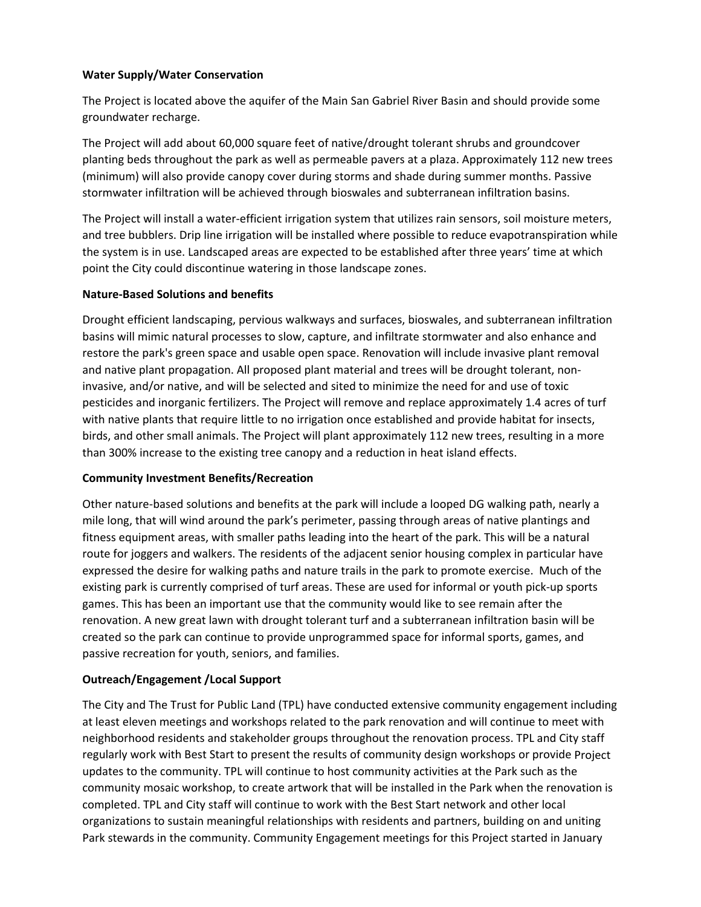**Water Supply/Water Conservation**

The Project is located above the aquifer of the Main San Gabriel River Basin and should provide some groundwater recharge.

The Project will add about 60,000 square feet of native/drought tolerant shrubs and groundcover planting beds throughout the park as well as permeable pavers at a plaza. Approximately 112 new trees (minimum) will also provide canopy cover during storms and shade during summer months. Passive stormwater infiltration will be achieved through bioswales and subterranean infiltration basins.

The Project will install a water-efficient irrigation system that utilizes rain sensors, soil moisture meters, and tree bubblers. Drip line irrigation will be installed where possible to reduce evapotranspiration while the system is in use. Landscaped areas are expected to be established after three years' time at which point the City could discontinue watering in those landscape zones.

**Nature-Based Solutions and benefits**

Drought efficient landscaping, pervious walkways and surfaces, bioswales, and subterranean infiltration basins will mimic natural processes to slow, capture, and infiltrate stormwater and also enhance and restore the park's green space and usable open space. Renovation will include invasive plant removal and native plant propagation. All proposed plant material and trees will be drought tolerant, non-invasive, and/or native, and will be selected and sited to minimize the need for and use of toxic pesticides and inorganic fertilizers. The Project will remove and replace approximately 1.4 acres of turf with native plants that require little to no irrigation once established and provide habitat for insects, birds, and other small animals. The Project will plant approximately 112 new trees, resulting in a more than 300% increase to the existing tree canopy and a reduction in heat island effects.

**Community Investment Benefits/Recreation**

Other nature-based solutions and benefits at the park will include a looped DG walking path, nearly a mile long, that will wind around the park's perimeter, passing through areas of native plantings and fitness equipment areas, with smaller paths leading into the heart of the park. This will be a natural route for joggers and walkers. The residents of the adjacent senior housing complex in particular have expressed the desire for walking paths and nature trails in the park to promote exercise. Much of the existing park is currently comprised of turf areas. These are used for informal or youth pick-up sports games. This has been an important use that the community would like to see remain after the renovation. A new great lawn with drought tolerant turf and a subterranean infiltration basin will be created so the park can continue to provide unprogrammed space for informal sports, games, and passive recreation for youth, seniors, and families.

**Outreach/Engagement /Local Support**

The City and The Trust for Public Land (TPL) have conducted extensive community engagement including at least eleven meetings and workshops related to the park renovation and will continue to meet with neighborhood residents and stakeholder groups throughout the renovation process. TPL and City staff regularly work with Best Start to present the results of community design workshops or provide Project updates to the community. TPL will continue to host community activities at the Park such as the community mosaic workshop, to create artwork that will be installed in the Park when the renovation is completed. TPL and City staff will continue to work with the Best Start network and other local organizations to sustain meaningful relationships with residents and partners, building on and uniting Park stewards in the community. Community Engagement meetings for this Project started in January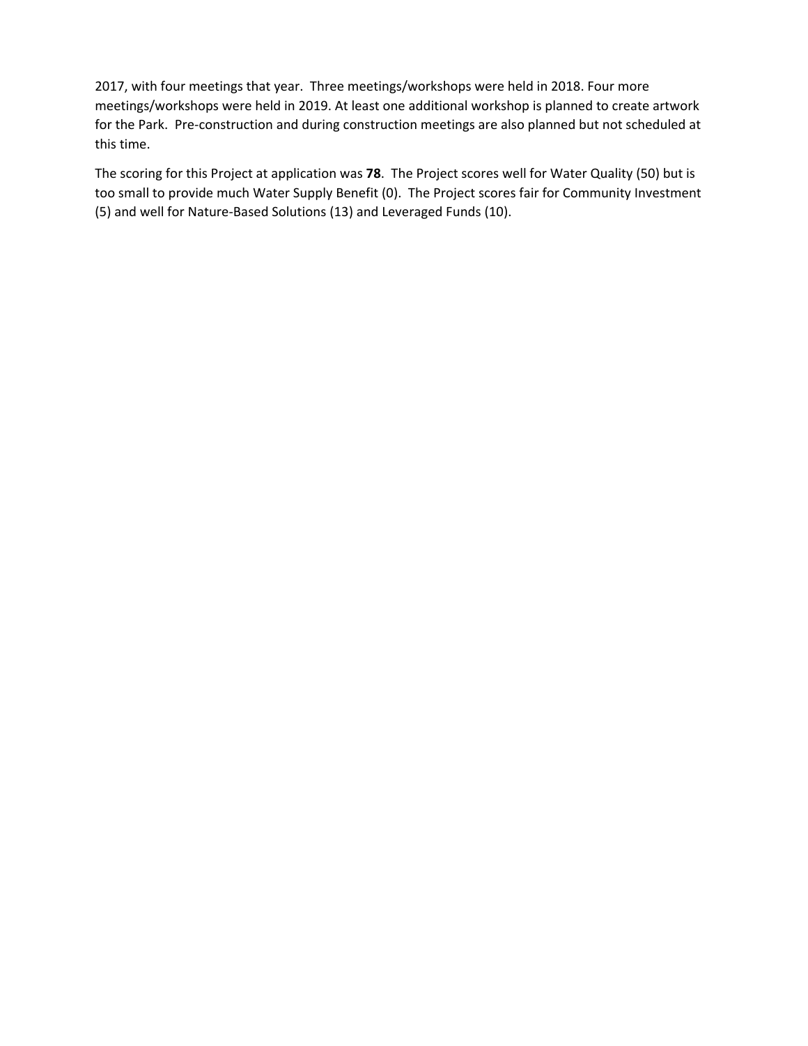2017, with four meetings that year. Three meetings/workshops were held in 2018. Four more meetings/workshops were held in 2019. At least one additional workshop is planned to create artwork for the Park. Pre-construction and during construction meetings are also planned but not scheduled at this time.

The scoring for this Project at application was **78**. The Project scores well for Water Quality (50) but is too small to provide much Water Supply Benefit (0). The Project scores fair for Community Investment (5) and well for Nature-Based Solutions (13) and Leveraged Funds (10).